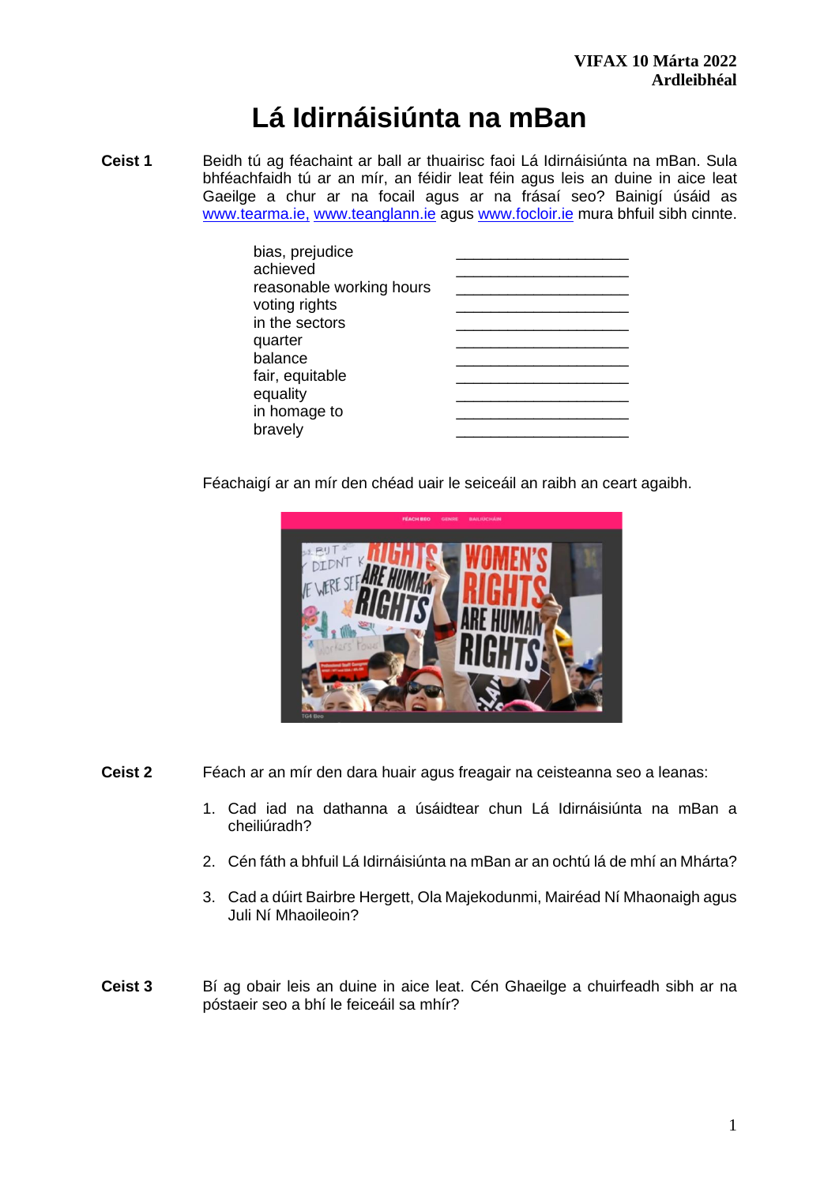**VIFAX 10 Márta 2022**
**Ardleibhéal**

# Lá Idirnáisiúnta na mBan

**Ceist 1** Beidh tú ag féachaint ar ball ar thuairisc faoi Lá Idirnáisiúnta na mBan. Sula bhféachfaidh tú ar an mír, an féidir leat féin agus leis an duine in aice leat Gaeilge a chur ar na focail agus ar na frásaí seo? Bainigí úsáid as www.tearma.ie, www.teanglann.ie agus www.focloir.ie mura bhfuil sibh cinnte.

| | |
|---|---|
| bias, prejudice | ____________________ |
| achieved | ____________________ |
| reasonable working hours | ____________________ |
| voting rights | ____________________ |
| in the sectors | ____________________ |
| quarter | ____________________ |
| balance | ____________________ |
| fair, equitable | ____________________ |
| equality | ____________________ |
| in homage to | ____________________ |
| bravely | ____________________ |

Féachaigí ar an mír den chéad uair le seiceáil an raibh an ceart agaibh.

**Ceist 2** Féach ar an mír den dara huair agus freagair na ceisteanna seo a leanas:

1. Cad iad na dathanna a úsáidtear chun Lá Idirnáisiúnta na mBan a cheiliúradh?
2. Cén fáth a bhfuil Lá Idirnáisiúnta na mBan ar an ochtú lá de mhí an Mhárta?
3. Cad a dúirt Bairbre Hergett, Ola Majekodunmi, Mairéad Ní Mhaonaigh agus Juli Ní Mhaoileoin?

**Ceist 3** Bí ag obair leis an duine in aice leat. Cén Ghaeilge a chuirfeadh sibh ar na póstaeir seo a bhí le feiceáil sa mhír?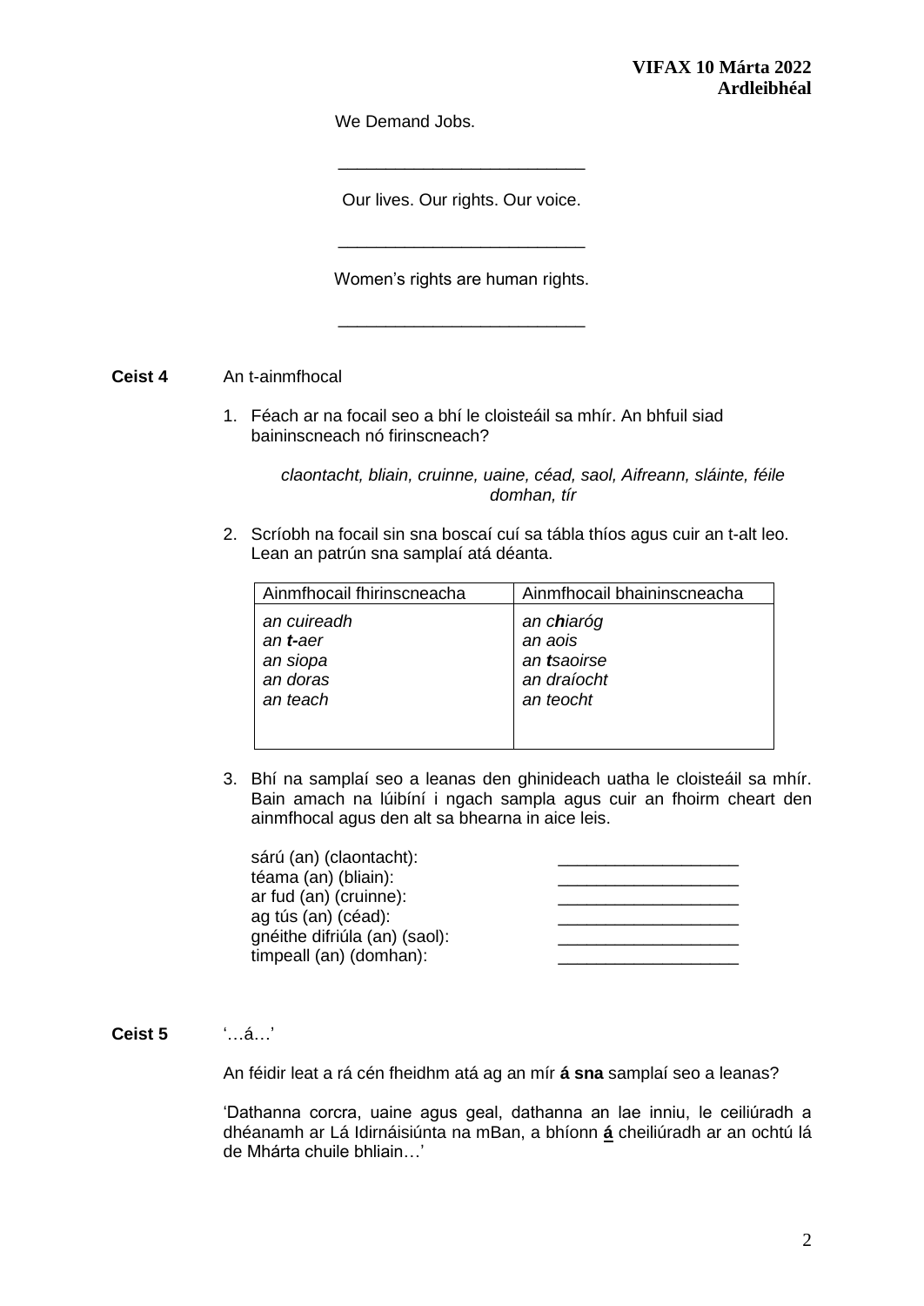We Demand Jobs.

\_\_\_\_\_\_\_\_\_\_\_\_\_\_\_\_\_\_\_\_\_\_\_\_\_\_

Our lives. Our rights. Our voice.

\_\_\_\_\_\_\_\_\_\_\_\_\_\_\_\_\_\_\_\_\_\_\_\_\_\_

Women's rights are human rights.

\_\_\_\_\_\_\_\_\_\_\_\_\_\_\_\_\_\_\_\_\_\_\_\_\_\_

**Ceist 4** An t-ainmfhocal

1. Féach ar na focail seo a bhí le cloisteáil sa mhír. An bhfuil siad baininscneach nó firinscneach?

   *claontacht, bliain, cruinne, uaine, céad, saol, Aifreann, sláinte, féile domhan, tír*

2. Scríobh na focail sin sna boscaí cuí sa tábla thíos agus cuir an t-alt leo. Lean an patrún sna samplaí atá déanta.

| Ainmfhocail fhirinscneacha | Ainmfhocail bhaininscneacha |
|---|---|
| *an cuireadh*<br>*an **t-**aer*<br>*an siopa*<br>*an doras*<br>*an teach* | *an c**h**iaróg*<br>*an aois*<br>*an **t**saoirse*<br>*an draíocht*<br>*an teocht* |

3. Bhí na samplaí seo a leanas den ghinideach uatha le cloisteáil sa mhír. Bain amach na lúibíní i ngach sampla agus cuir an fhoirm cheart den ainmfhocal agus den alt sa bhearna in aice leis.

   sárú (an) (claontacht): \_\_\_\_\_\_\_\_\_\_\_\_\_\_\_\_\_\_\_
   téama (an) (bliain): \_\_\_\_\_\_\_\_\_\_\_\_\_\_\_\_\_\_\_
   ar fud (an) (cruinne): \_\_\_\_\_\_\_\_\_\_\_\_\_\_\_\_\_\_\_
   ag tús (an) (céad): \_\_\_\_\_\_\_\_\_\_\_\_\_\_\_\_\_\_\_
   gnéithe difriúla (an) (saol): \_\_\_\_\_\_\_\_\_\_\_\_\_\_\_\_\_\_\_
   timpeall (an) (domhan): \_\_\_\_\_\_\_\_\_\_\_\_\_\_\_\_\_\_\_

**Ceist 5** '…á…'

An féidir leat a rá cén fheidhm atá ag an mír **á sna** samplaí seo a leanas?

'Dathanna corcra, uaine agus geal, dathanna an lae inniu, le ceiliúradh a dhéanamh ar Lá Idirnáisiúnta na mBan, a bhíonn **<u>á</u>** cheiliúradh ar an ochtú lá de Mhárta chuile bhliain…'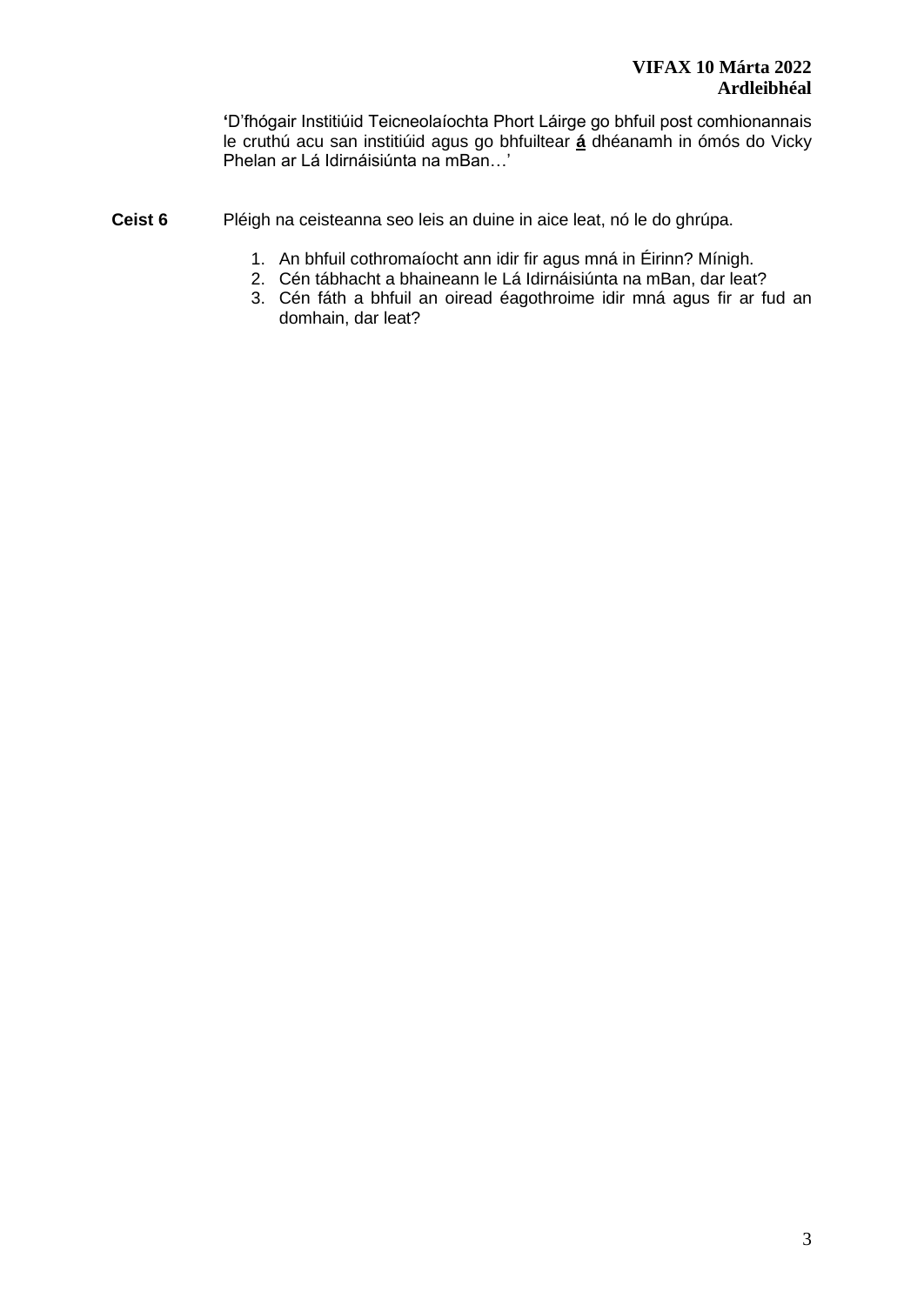'D'fhógair Institiúid Teicneolaíochta Phort Láirge go bhfuil post comhionannais le cruthú acu san institiúid agus go bhfuiltear **<u>á</u>** dhéanamh in ómós do Vicky Phelan ar Lá Idirnáisiúnta na mBan…'

**Ceist 6** Pléigh na ceisteanna seo leis an duine in aice leat, nó le do ghrúpa.

1. An bhfuil cothromaíocht ann idir fir agus mná in Éirinn? Mínigh.
2. Cén tábhacht a bhaineann le Lá Idirnáisiúnta na mBan, dar leat?
3. Cén fáth a bhfuil an oiread éagothroime idir mná agus fir ar fud an domhain, dar leat?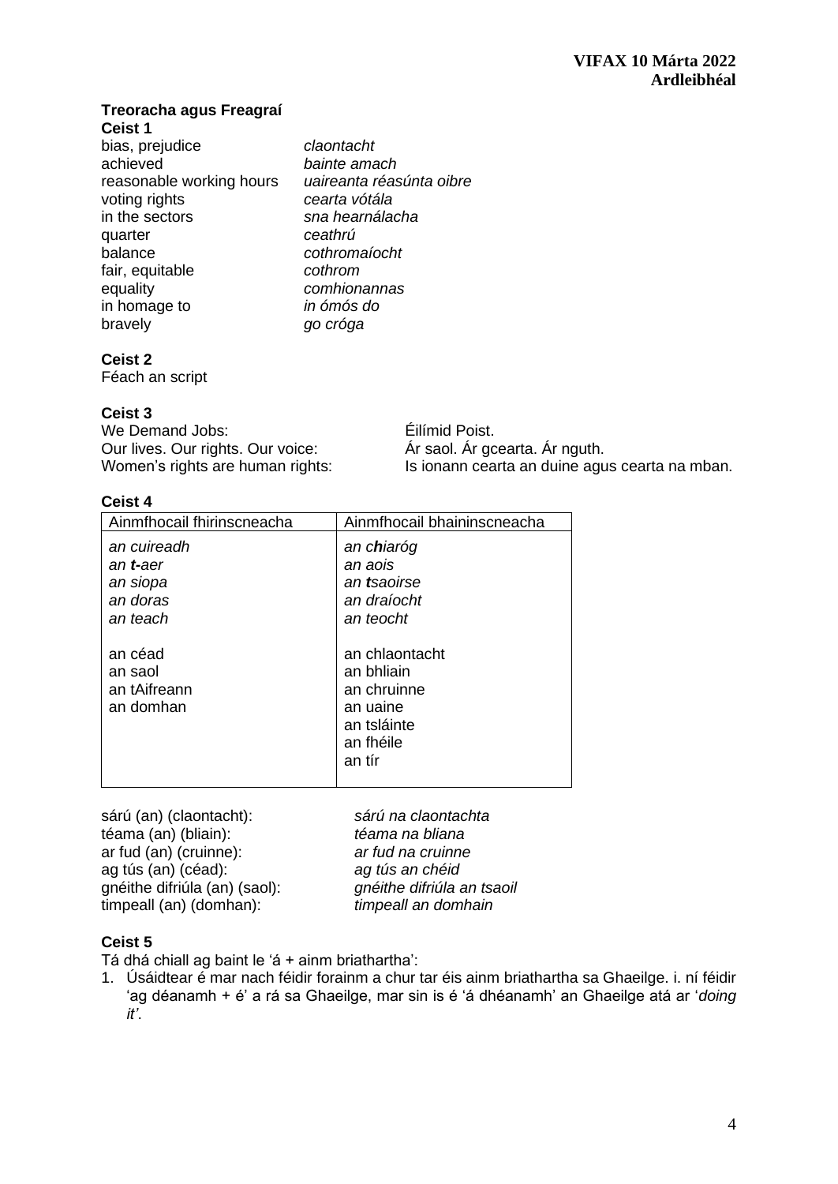### Treoracha agus Freagraí

**Ceist 1**

| | |
|---|---|
| bias, prejudice | *claontacht* |
| achieved | *bainte amach* |
| reasonable working hours | *uaireanta réasúnta oibre* |
| voting rights | *cearta vótála* |
| in the sectors | *sna hearnálacha* |
| quarter | *ceathrú* |
| balance | *cothromaíocht* |
| fair, equitable | *cothrom* |
| equality | *comhionannas* |
| in homage to | *in ómós do* |
| bravely | *go cróga* |

**Ceist 2**

Féach an script

**Ceist 3**

| | |
|---|---|
| We Demand Jobs: | Éilímid Poist. |
| Our lives. Our rights. Our voice: | Ár saol. Ár gcearta. Ár nguth. |
| Women's rights are human rights: | Is ionann cearta an duine agus cearta na mban. |

**Ceist 4**

| Ainmfhocail fhirinscneacha | Ainmfhocail bhaininscneacha |
|---|---|
| *an cuireadh* | *an c**h**iaróg* |
| *an **t-**aer* | *an aois* |
| *an siopa* | *an **t**saoirse* |
| *an doras* | *an draíocht* |
| *an teach* | *an teocht* |
| | |
| an céad | an chlaontacht |
| an saol | an bhliain |
| an tAifreann | an chruinne |
| an domhan | an uaine |
| | an tsláinte |
| | an fhéile |
| | an tír |

| | |
|---|---|
| sárú (an) (claontacht): | *sárú na claontachta* |
| téama (an) (bliain): | *téama na bliana* |
| ar fud (an) (cruinne): | *ar fud na cruinne* |
| ag tús (an) (céad): | *ag tús an chéid* |
| gnéithe difriúla (an) (saol): | *gnéithe difriúla an tsaoil* |
| timpeall (an) (domhan): | *timpeall an domhain* |

**Ceist 5**

Tá dhá chiall ag baint le 'á + ainm briathartha':

1. Úsáidtear é mar nach féidir forainm a chur tar éis ainm briathartha sa Ghaeilge. i. ní féidir 'ag déanamh + é' a rá sa Ghaeilge, mar sin is é 'á dhéanamh' an Ghaeilge atá ar '*doing it'*.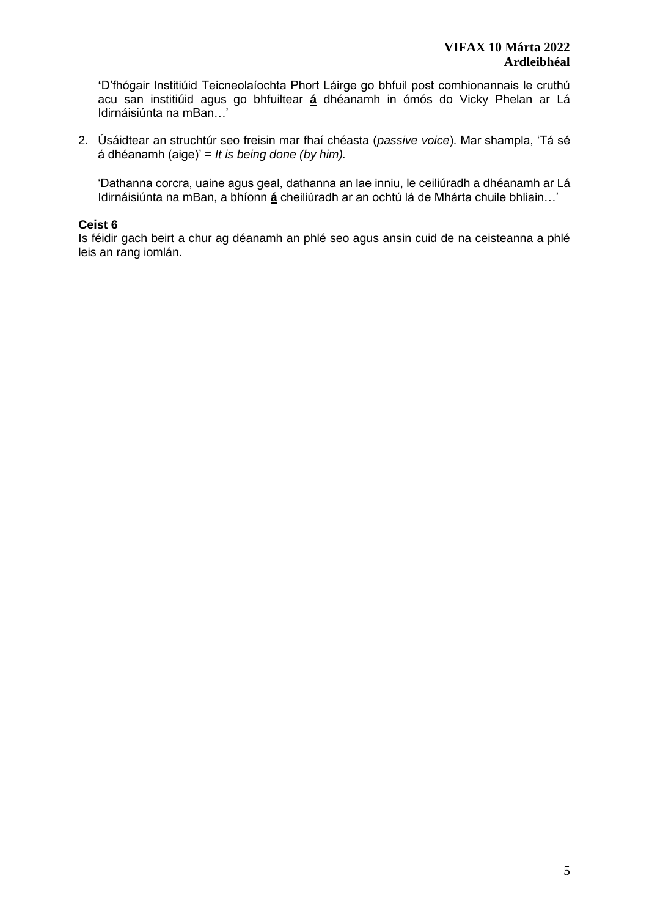'D'fhógair Institiúid Teicneolaíochta Phort Láirge go bhfuil post comhionannais le cruthú acu san institiúid agus go bhfuiltear **<u>á</u>** dhéanamh in ómós do Vicky Phelan ar Lá Idirnáisiúnta na mBan…'

2. Úsáidtear an struchtúr seo freisin mar fhaí chéasta (*passive voice*). Mar shampla, 'Tá sé á dhéanamh (aige)' = *It is being done (by him).*

   'Dathanna corcra, uaine agus geal, dathanna an lae inniu, le ceiliúradh a dhéanamh ar Lá Idirnáisiúnta na mBan, a bhíonn **<u>á</u>** cheiliúradh ar an ochtú lá de Mhárta chuile bhliain…'

**Ceist 6**

Is féidir gach beirt a chur ag déanamh an phlé seo agus ansin cuid de na ceisteanna a phlé leis an rang iomlán.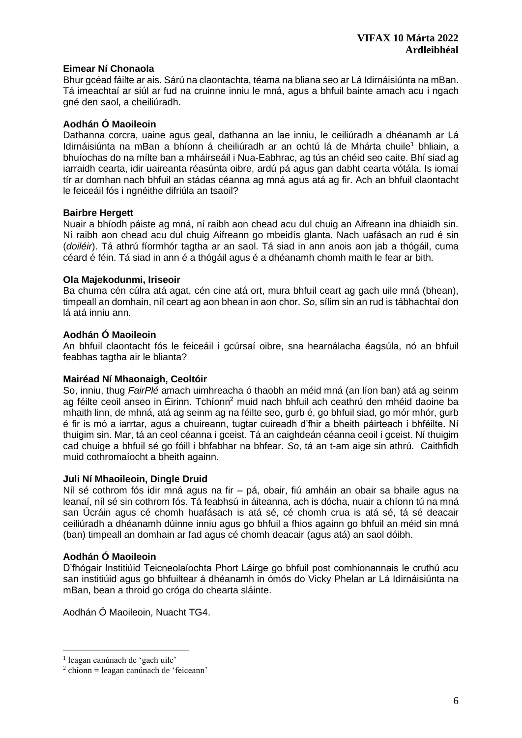**Eimear Ní Chonaola**
Bhur gcéad fáilte ar ais. Sárú na claontachta, téama na bliana seo ar Lá Idirnáisiúnta na mBan. Tá imeachtaí ar siúl ar fud na cruinne inniu le mná, agus a bhfuil bainte amach acu i ngach gné den saol, a cheiliúradh.

**Aodhán Ó Maoileoin**
Dathanna corcra, uaine agus geal, dathanna an lae inniu, le ceiliúradh a dhéanamh ar Lá Idirnáisiúnta na mBan a bhíonn á cheiliúradh ar an ochtú lá de Mhárta chuile[1] bhliain, a bhuíochas do na mílte ban a mháirseáil i Nua-Eabhrac, ag tús an chéid seo caite. Bhí siad ag iarraidh cearta, idir uaireanta réasúnta oibre, ardú pá agus gan dabht cearta vótála. Is iomaí tír ar domhan nach bhfuil an stádas céanna ag mná agus atá ag fir. Ach an bhfuil claontacht le feiceáil fós i ngnéithe difriúla an tsaoil?

**Bairbre Hergett**
Nuair a bhíodh páiste ag mná, ní raibh aon chead acu dul chuig an Aifreann ina dhiaidh sin. Ní raibh aon chead acu dul chuig Aifreann go mbeidís glanta. Nach uafásach an rud é sin (*doiléir*). Tá athrú fíormhór tagtha ar an saol. Tá siad in ann anois aon jab a thógáil, cuma céard é féin. Tá siad in ann é a thógáil agus é a dhéanamh chomh maith le fear ar bith.

**Ola Majekodunmi, Iriseoir**
Ba chuma cén cúlra atá agat, cén cine atá ort, mura bhfuil ceart ag gach uile mná (bhean), timpeall an domhain, níl ceart ag aon bhean in aon chor. *So*, sílim sin an rud is tábhachtaí don lá atá inniu ann.

**Aodhán Ó Maoileoin**
An bhfuil claontacht fós le feiceáil i gcúrsaí oibre, sna hearnálacha éagsúla, nó an bhfuil feabhas tagtha air le blianta?

**Mairéad Ní Mhaonaigh, Ceoltóir**
So, inniu, thug *FairPlé* amach uimhreacha ó thaobh an méid mná (an líon ban) atá ag seinm ag féilte ceoil anseo in Éirinn. Tchíonn[2] muid nach bhfuil ach ceathrú den mhéid daoine ba mhaith linn, de mhná, atá ag seinm ag na féilte seo, gurb é, go bhfuil siad, go mór mhór, gurb é fir is mó a iarrtar, agus a chuireann, tugtar cuireadh d'fhir a bheith páirteach i bhféilte. Ní thuigim sin. Mar, tá an ceol céanna i gceist. Tá an caighdeán céanna ceoil i gceist. Ní thuigim cad chuige a bhfuil sé go fóill i bhfabhar na bhfear. *So*, tá an t-am aige sin athrú. Caithfidh muid cothromaíocht a bheith againn.

**Juli Ní Mhaoileoin, Dingle Druid**
Níl sé cothrom fós idir mná agus na fir – pá, obair, fiú amháin an obair sa bhaile agus na leanaí, níl sé sin cothrom fós. Tá feabhsú in áiteanna, ach is dócha, nuair a chíonn tú na mná san Úcráin agus cé chomh huafásach is atá sé, cé chomh crua is atá sé, tá sé deacair ceiliúradh a dhéanamh dúinne inniu agus go bhfuil a fhios againn go bhfuil an méid sin mná (ban) timpeall an domhain ar fad agus cé chomh deacair (agus atá) an saol dóibh.

**Aodhán Ó Maoileoin**
D'fhógair Institiúid Teicneolaíochta Phort Láirge go bhfuil post comhionannais le cruthú acu san institiúid agus go bhfuiltear á dhéanamh in ómós do Vicky Phelan ar Lá Idirnáisiúnta na mBan, bean a throid go cróga do chearta sláinte.

Aodhán Ó Maoileoin, Nuacht TG4.

---

[1] leagan canúnach de 'gach uile'

[2] chíonn = leagan canúnach de 'feiceann'